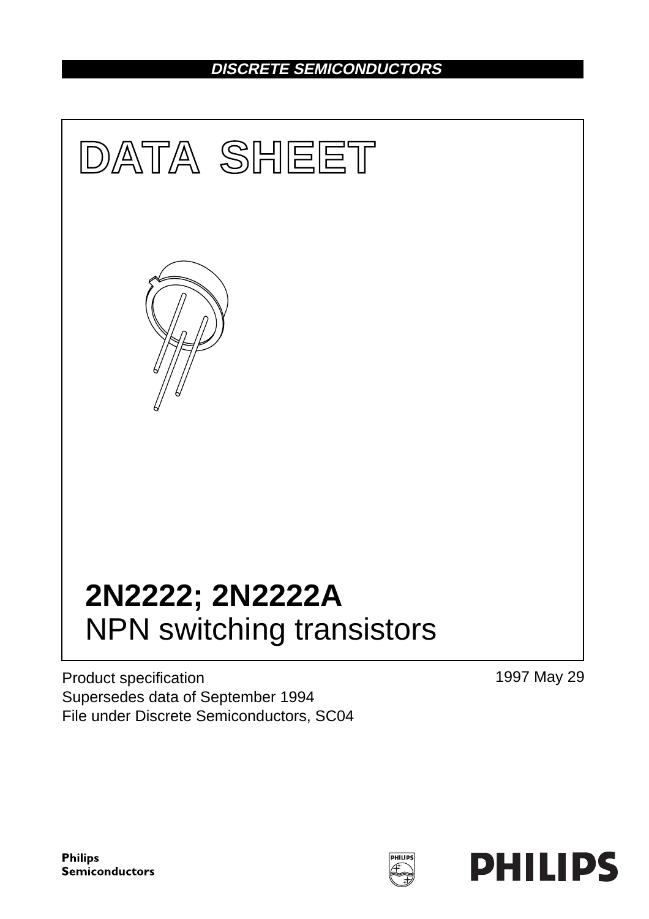DISCRETE SEMICONDUCTORS

# DATA SHEET

# 2N2222; 2N2222A
NPN switching transistors

Product specification
Supersedes data of September 1994
File under Discrete Semiconductors, SC04

1997 May 29

Philips Semiconductors

PHILIPS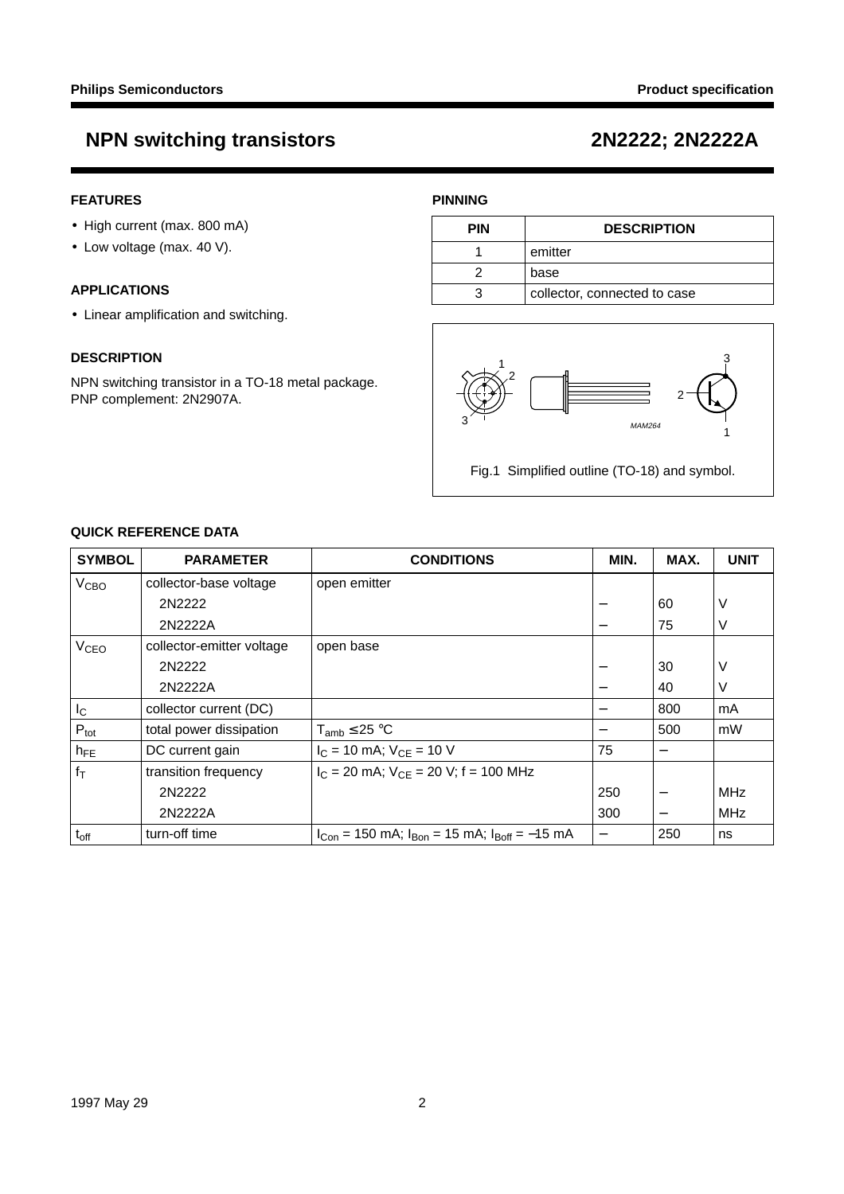# NPN switching transistors — 2N2222; 2N2222A

## FEATURES

- High current (max. 800 mA)
- Low voltage (max. 40 V).

## APPLICATIONS

- Linear amplification and switching.

## DESCRIPTION

NPN switching transistor in a TO-18 metal package.
PNP complement: 2N2907A.

## PINNING

| PIN | DESCRIPTION |
|---|---|
| 1 | emitter |
| 2 | base |
| 3 | collector, connected to case |

Fig.1 Simplified outline (TO-18) and symbol.

## QUICK REFERENCE DATA

| SYMBOL | PARAMETER | CONDITIONS | MIN. | MAX. | UNIT |
|---|---|---|---|---|---|
| $V_{CBO}$ | collector-base voltage | open emitter | | | |
| | 2N2222 | | − | 60 | V |
| | 2N2222A | | − | 75 | V |
| $V_{CEO}$ | collector-emitter voltage | open base | | | |
| | 2N2222 | | − | 30 | V |
| | 2N2222A | | − | 40 | V |
| $I_C$ | collector current (DC) | | − | 800 | mA |
| $P_{tot}$ | total power dissipation | $T_{amb} \leq 25$ °C | − | 500 | mW |
| $h_{FE}$ | DC current gain | $I_C = 10$ mA; $V_{CE} = 10$ V | 75 | − | |
| $f_T$ | transition frequency | $I_C = 20$ mA; $V_{CE} = 20$ V; f = 100 MHz | | | |
| | 2N2222 | | 250 | − | MHz |
| | 2N2222A | | 300 | − | MHz |
| $t_{off}$ | turn-off time | $I_{Con} = 150$ mA; $I_{Bon} = 15$ mA; $I_{Boff} = -15$ mA | − | 250 | ns |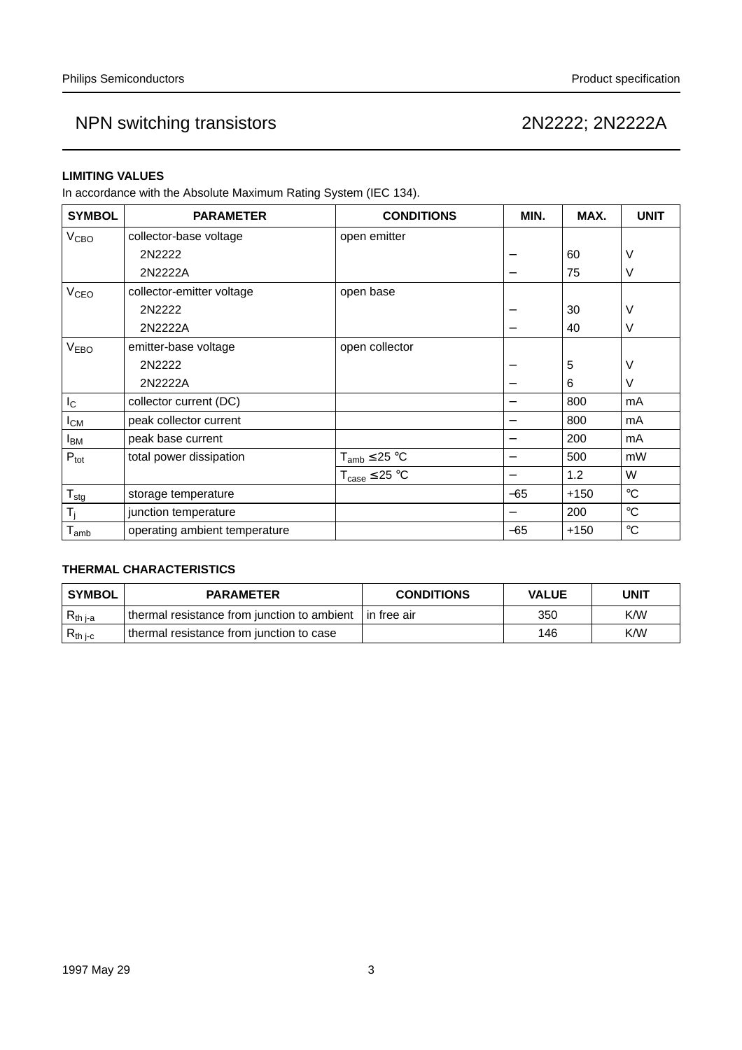## LIMITING VALUES

In accordance with the Absolute Maximum Rating System (IEC 134).

| SYMBOL | PARAMETER | CONDITIONS | MIN. | MAX. | UNIT |
|---|---|---|---|---|---|
| $V_{CBO}$ | collector-base voltage | open emitter | | | |
| | 2N2222 | | – | 60 | V |
| | 2N2222A | | – | 75 | V |
| $V_{CEO}$ | collector-emitter voltage | open base | | | |
| | 2N2222 | | – | 30 | V |
| | 2N2222A | | – | 40 | V |
| $V_{EBO}$ | emitter-base voltage | open collector | | | |
| | 2N2222 | | – | 5 | V |
| | 2N2222A | | – | 6 | V |
| $I_C$ | collector current (DC) | | – | 800 | mA |
| $I_{CM}$ | peak collector current | | – | 800 | mA |
| $I_{BM}$ | peak base current | | – | 200 | mA |
| $P_{tot}$ | total power dissipation | $T_{amb} \leq 25$ °C | – | 500 | mW |
| | | $T_{case} \leq 25$ °C | – | 1.2 | W |
| $T_{stg}$ | storage temperature | | –65 | +150 | °C |
| $T_j$ | junction temperature | | – | 200 | °C |
| $T_{amb}$ | operating ambient temperature | | –65 | +150 | °C |

## THERMAL CHARACTERISTICS

| SYMBOL | PARAMETER | CONDITIONS | VALUE | UNIT |
|---|---|---|---|---|
| $R_{th\ j\text{-}a}$ | thermal resistance from junction to ambient | in free air | 350 | K/W |
| $R_{th\ j\text{-}c}$ | thermal resistance from junction to case | | 146 | K/W |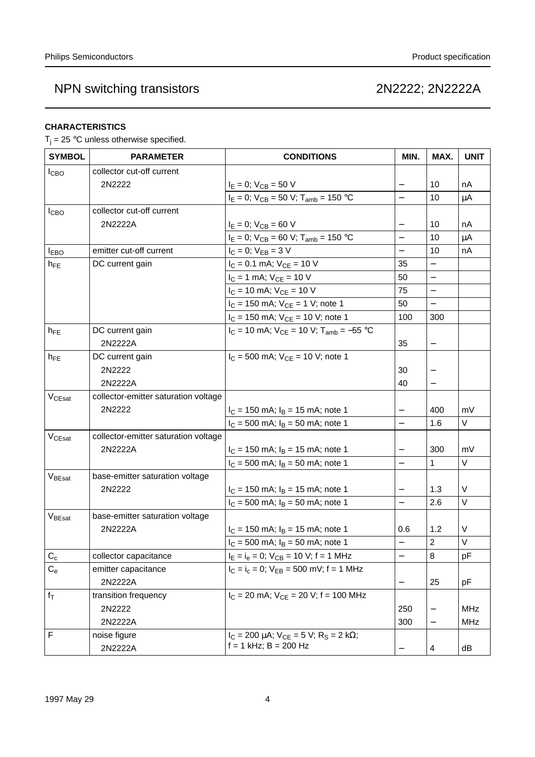## CHARACTERISTICS

$T_j$ = 25 °C unless otherwise specified.

| SYMBOL | PARAMETER | CONDITIONS | MIN. | MAX. | UNIT |
|---|---|---|---|---|---|
| $I_{CBO}$ | collector cut-off current | | | | |
| | 2N2222 | $I_E = 0$; $V_{CB} = 50$ V | – | 10 | nA |
| | | $I_E = 0$; $V_{CB} = 50$ V; $T_{amb} = 150$ °C | – | 10 | μA |
| $I_{CBO}$ | collector cut-off current | | | | |
| | 2N2222A | $I_E = 0$; $V_{CB} = 60$ V | – | 10 | nA |
| | | $I_E = 0$; $V_{CB} = 60$ V; $T_{amb} = 150$ °C | – | 10 | μA |
| $I_{EBO}$ | emitter cut-off current | $I_C = 0$; $V_{EB} = 3$ V | – | 10 | nA |
| $h_{FE}$ | DC current gain | $I_C = 0.1$ mA; $V_{CE} = 10$ V | 35 | – | |
| | | $I_C = 1$ mA; $V_{CE} = 10$ V | 50 | – | |
| | | $I_C = 10$ mA; $V_{CE} = 10$ V | 75 | – | |
| | | $I_C = 150$ mA; $V_{CE} = 1$ V; note 1 | 50 | – | |
| | | $I_C = 150$ mA; $V_{CE} = 10$ V; note 1 | 100 | 300 | |
| $h_{FE}$ | DC current gain | $I_C = 10$ mA; $V_{CE} = 10$ V; $T_{amb} = -55$ °C | | | |
| | 2N2222A | | 35 | – | |
| $h_{FE}$ | DC current gain | $I_C = 500$ mA; $V_{CE} = 10$ V; note 1 | | | |
| | 2N2222 | | 30 | – | |
| | 2N2222A | | 40 | – | |
| $V_{CEsat}$ | collector-emitter saturation voltage | | | | |
| | 2N2222 | $I_C = 150$ mA; $I_B = 15$ mA; note 1 | – | 400 | mV |
| | | $I_C = 500$ mA; $I_B = 50$ mA; note 1 | – | 1.6 | V |
| $V_{CEsat}$ | collector-emitter saturation voltage | | | | |
| | 2N2222A | $I_C = 150$ mA; $I_B = 15$ mA; note 1 | – | 300 | mV |
| | | $I_C = 500$ mA; $I_B = 50$ mA; note 1 | – | 1 | V |
| $V_{BEsat}$ | base-emitter saturation voltage | | | | |
| | 2N2222 | $I_C = 150$ mA; $I_B = 15$ mA; note 1 | – | 1.3 | V |
| | | $I_C = 500$ mA; $I_B = 50$ mA; note 1 | – | 2.6 | V |
| $V_{BEsat}$ | base-emitter saturation voltage | | | | |
| | 2N2222A | $I_C = 150$ mA; $I_B = 15$ mA; note 1 | 0.6 | 1.2 | V |
| | | $I_C = 500$ mA; $I_B = 50$ mA; note 1 | – | 2 | V |
| $C_c$ | collector capacitance | $I_E = i_e = 0$; $V_{CB} = 10$ V; f = 1 MHz | – | 8 | pF |
| $C_e$ | emitter capacitance | $I_C = i_c = 0$; $V_{EB} = 500$ mV; f = 1 MHz | | | |
| | 2N2222A | | – | 25 | pF |
| $f_T$ | transition frequency | $I_C = 20$ mA; $V_{CE} = 20$ V; f = 100 MHz | | | |
| | 2N2222 | | 250 | – | MHz |
| | 2N2222A | | 300 | – | MHz |
| F | noise figure | $I_C = 200$ μA; $V_{CE} = 5$ V; $R_S = 2$ kΩ; f = 1 kHz; B = 200 Hz | | | |
| | 2N2222A | | – | 4 | dB |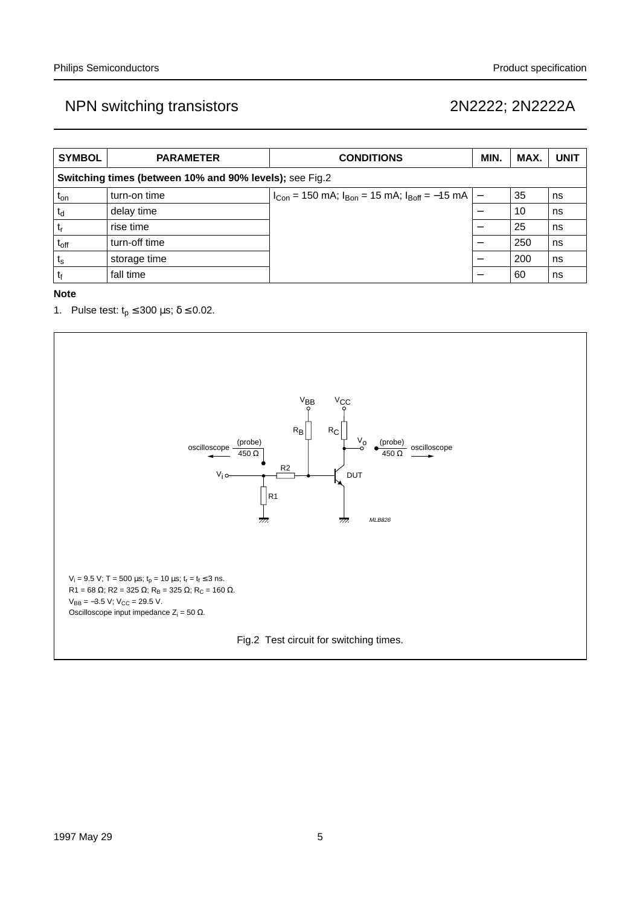| SYMBOL | PARAMETER | CONDITIONS | MIN. | MAX. | UNIT |
|---|---|---|---|---|---|
| **Switching times (between 10% and 90% levels);** see Fig.2 | | | | | |
| $t_{on}$ | turn-on time | $I_{Con}$ = 150 mA; $I_{Bon}$ = 15 mA; $I_{Boff}$ = −15 mA | − | 35 | ns |
| $t_d$ | delay time | | − | 10 | ns |
| $t_r$ | rise time | | − | 25 | ns |
| $t_{off}$ | turn-off time | | − | 250 | ns |
| $t_s$ | storage time | | − | 200 | ns |
| $t_f$ | fall time | | − | 60 | ns |

**Note**

1. Pulse test: $t_p \leq 300$ μs; $\delta \leq 0.02$.

$V_i$ = 9.5 V; T = 500 μs; $t_p$ = 10 μs; $t_r = t_f \leq 3$ ns.
R1 = 68 Ω; R2 = 325 Ω; $R_B$ = 325 Ω; $R_C$ = 160 Ω.
$V_{BB}$ = −3.5 V; $V_{CC}$ = 29.5 V.
Oscilloscope input impedance $Z_i$ = 50 Ω.

Fig.2 Test circuit for switching times.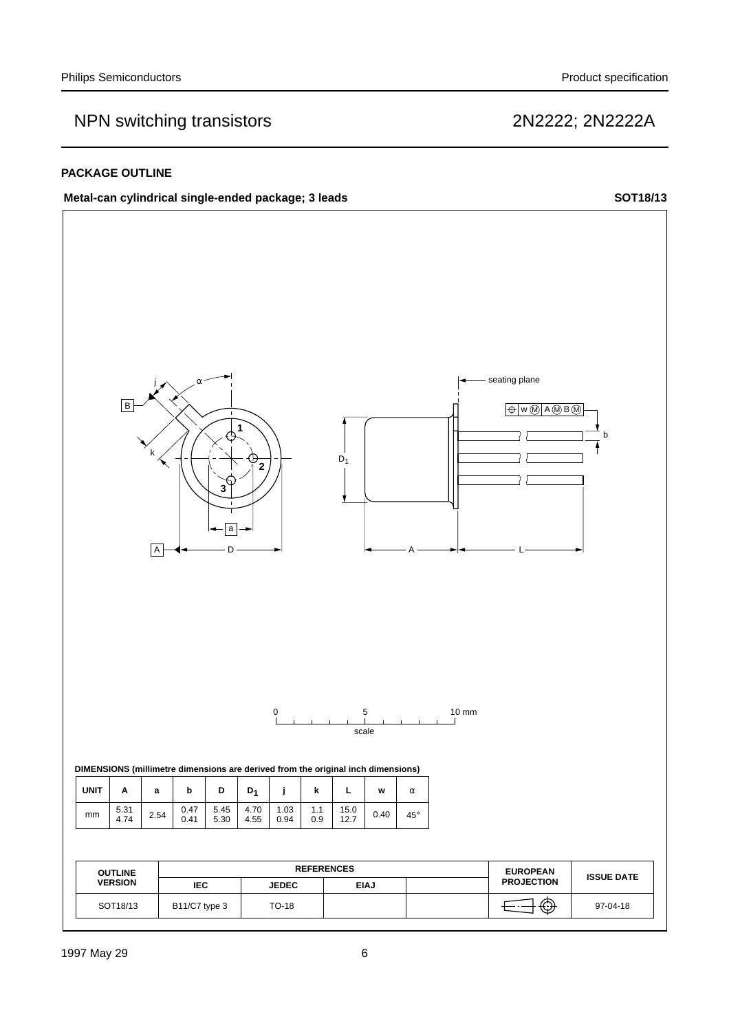## PACKAGE OUTLINE

**Metal-can cylindrical single-ended package; 3 leads** **SOT18/13**

**DIMENSIONS (millimetre dimensions are derived from the original inch dimensions)**

| UNIT | A | a | b | D | $D_1$ | j | k | L | w | α |
|---|---|---|---|---|---|---|---|---|---|---|
| mm | 5.31<br>4.74 | 2.54 | 0.47<br>0.41 | 5.45<br>5.30 | 4.70<br>4.55 | 1.03<br>0.94 | 1.1<br>0.9 | 15.0<br>12.7 | 0.40 | 45° |

| OUTLINE VERSION | REFERENCES | | | | EUROPEAN PROJECTION | ISSUE DATE |
|---|---|---|---|---|---|---|
| | IEC | JEDEC | EIAJ | | | |
| SOT18/13 | B11/C7 type 3 | TO-18 | | | | 97-04-18 |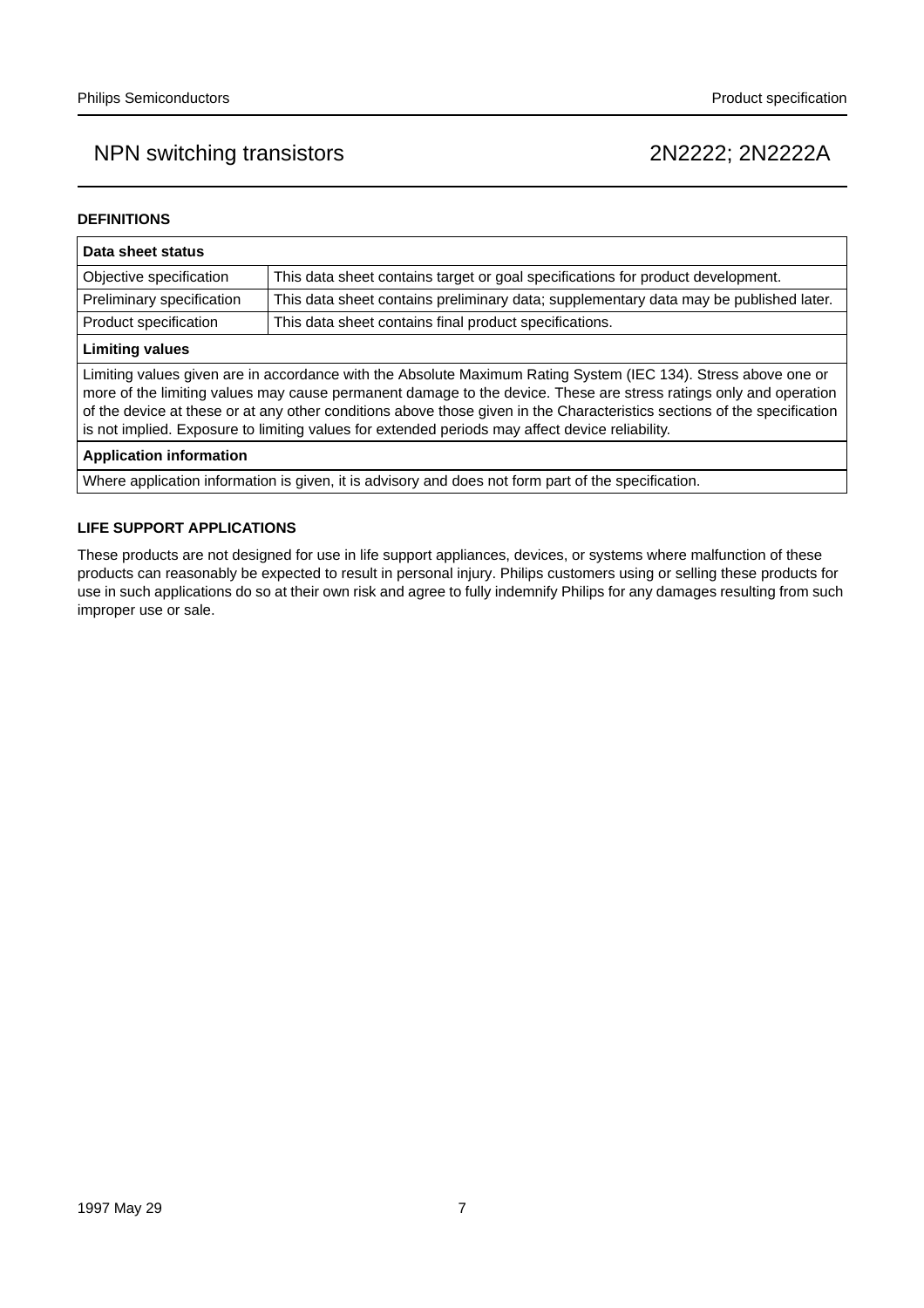## DEFINITIONS

| Data sheet status | |
|---|---|
| Objective specification | This data sheet contains target or goal specifications for product development. |
| Preliminary specification | This data sheet contains preliminary data; supplementary data may be published later. |
| Product specification | This data sheet contains final product specifications. |

**Limiting values**

Limiting values given are in accordance with the Absolute Maximum Rating System (IEC 134). Stress above one or more of the limiting values may cause permanent damage to the device. These are stress ratings only and operation of the device at these or at any other conditions above those given in the Characteristics sections of the specification is not implied. Exposure to limiting values for extended periods may affect device reliability.

**Application information**

Where application information is given, it is advisory and does not form part of the specification.

## LIFE SUPPORT APPLICATIONS

These products are not designed for use in life support appliances, devices, or systems where malfunction of these products can reasonably be expected to result in personal injury. Philips customers using or selling these products for use in such applications do so at their own risk and agree to fully indemnify Philips for any damages resulting from such improper use or sale.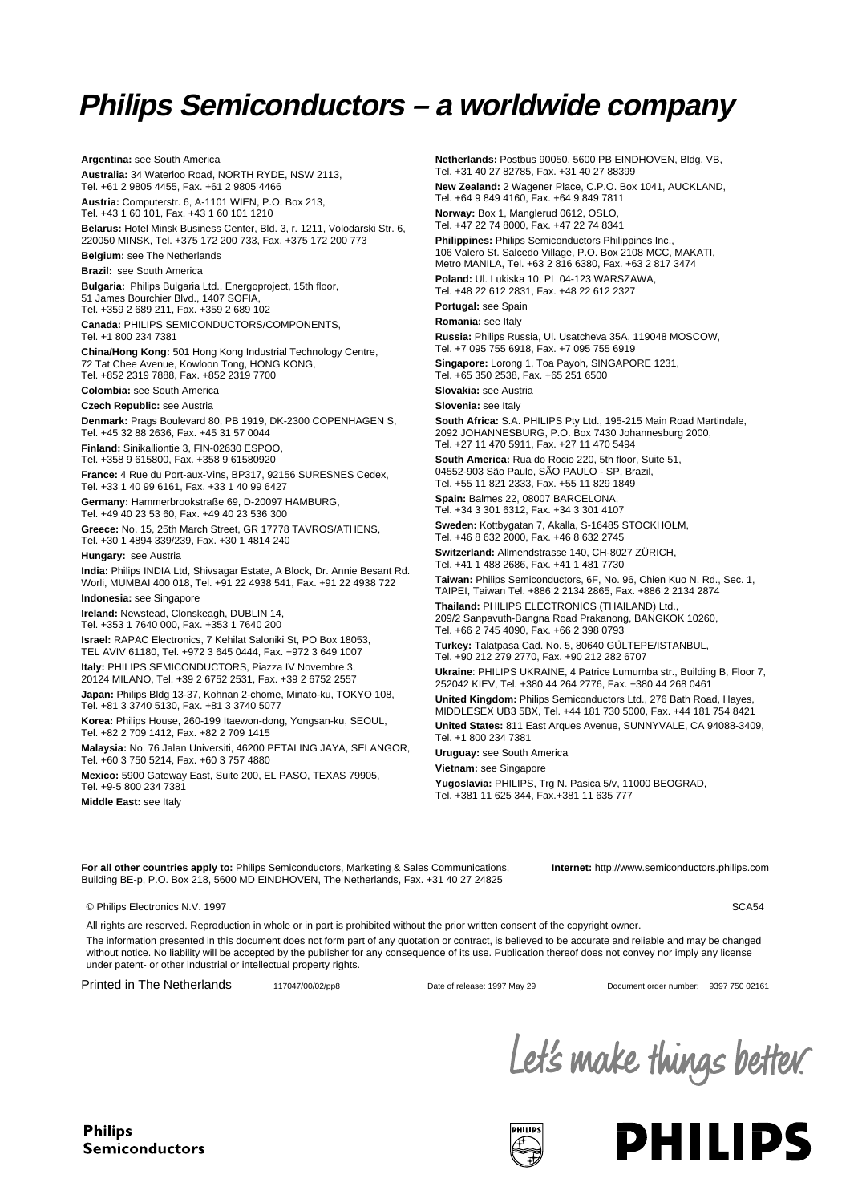# Philips Semiconductors – a worldwide company

**Argentina:** see South America

**Australia:** 34 Waterloo Road, NORTH RYDE, NSW 2113, Tel. +61 2 9805 4455, Fax. +61 2 9805 4466

**Austria:** Computerstr. 6, A-1101 WIEN, P.O. Box 213, Tel. +43 1 60 101, Fax. +43 1 60 101 1210

**Belarus:** Hotel Minsk Business Center, Bld. 3, r. 1211, Volodarski Str. 6, 220050 MINSK, Tel. +375 172 200 733, Fax. +375 172 200 773

**Belgium:** see The Netherlands

**Brazil:** see South America

**Bulgaria:** Philips Bulgaria Ltd., Energoproject, 15th floor, 51 James Bourchier Blvd., 1407 SOFIA, Tel. +359 2 689 211, Fax. +359 2 689 102

**Canada:** PHILIPS SEMICONDUCTORS/COMPONENTS, Tel. +1 800 234 7381

**China/Hong Kong:** 501 Hong Kong Industrial Technology Centre, 72 Tat Chee Avenue, Kowloon Tong, HONG KONG, Tel. +852 2319 7888, Fax. +852 2319 7700

**Colombia:** see South America

**Czech Republic:** see Austria

**Denmark:** Prags Boulevard 80, PB 1919, DK-2300 COPENHAGEN S, Tel. +45 32 88 2636, Fax. +45 31 57 0044

**Finland:** Sinikalliontie 3, FIN-02630 ESPOO, Tel. +358 9 615800, Fax. +358 9 61580920

**France:** 4 Rue du Port-aux-Vins, BP317, 92156 SURESNES Cedex, Tel. +33 1 40 99 6161, Fax. +33 1 40 99 6427

**Germany:** Hammerbrookstraße 69, D-20097 HAMBURG, Tel. +49 40 23 53 60, Fax. +49 40 23 536 300

**Greece:** No. 15, 25th March Street, GR 17778 TAVROS/ATHENS, Tel. +30 1 4894 339/239, Fax. +30 1 4814 240

**Hungary:** see Austria

**India:** Philips INDIA Ltd, Shivsagar Estate, A Block, Dr. Annie Besant Rd. Worli, MUMBAI 400 018, Tel. +91 22 4938 541, Fax. +91 22 4938 722

**Indonesia:** see Singapore

**Ireland:** Newstead, Clonskeagh, DUBLIN 14, Tel. +353 1 7640 000, Fax. +353 1 7640 200

**Israel:** RAPAC Electronics, 7 Kehilat Saloniki St, PO Box 18053, TEL AVIV 61180, Tel. +972 3 645 0444, Fax. +972 3 649 1007

**Italy:** PHILIPS SEMICONDUCTORS, Piazza IV Novembre 3, 20124 MILANO, Tel. +39 2 6752 2531, Fax. +39 2 6752 2557

**Japan:** Philips Bldg 13-37, Kohnan 2-chome, Minato-ku, TOKYO 108, Tel. +81 3 3740 5130, Fax. +81 3 3740 5077

**Korea:** Philips House, 260-199 Itaewon-dong, Yongsan-ku, SEOUL, Tel. +82 2 709 1412, Fax. +82 2 709 1415

**Malaysia:** No. 76 Jalan Universiti, 46200 PETALING JAYA, SELANGOR, Tel. +60 3 750 5214, Fax. +60 3 757 4880

**Mexico:** 5900 Gateway East, Suite 200, EL PASO, TEXAS 79905, Tel. +9-5 800 234 7381

**Middle East:** see Italy

**Netherlands:** Postbus 90050, 5600 PB EINDHOVEN, Bldg. VB, Tel. +31 40 27 82785, Fax. +31 40 27 88399

**New Zealand:** 2 Wagener Place, C.P.O. Box 1041, AUCKLAND, Tel. +64 9 849 4160, Fax. +64 9 849 7811

**Norway:** Box 1, Manglerud 0612, OSLO, Tel. +47 22 74 8000, Fax. +47 22 74 8341

**Philippines:** Philips Semiconductors Philippines Inc., 106 Valero St. Salcedo Village, P.O. Box 2108 MCC, MAKATI, Metro MANILA, Tel. +63 2 816 6380, Fax. +63 2 817 3474

**Poland:** Ul. Lukiska 10, PL 04-123 WARSZAWA, Tel. +48 22 612 2831, Fax. +48 22 612 2327

**Portugal:** see Spain

**Romania:** see Italy

**Russia:** Philips Russia, Ul. Usatcheva 35A, 119048 MOSCOW, Tel. +7 095 755 6918, Fax. +7 095 755 6919

**Singapore:** Lorong 1, Toa Payoh, SINGAPORE 1231, Tel. +65 350 2538, Fax. +65 251 6500

**Slovakia:** see Austria

**Slovenia:** see Italy

**South Africa:** S.A. PHILIPS Pty Ltd., 195-215 Main Road Martindale, 2092 JOHANNESBURG, P.O. Box 7430 Johannesburg 2000, Tel. +27 11 470 5911, Fax. +27 11 470 5494

**South America:** Rua do Rocio 220, 5th floor, Suite 51, 04552-903 São Paulo, SÃO PAULO - SP, Brazil, Tel. +55 11 821 2333, Fax. +55 11 829 1849

**Spain:** Balmes 22, 08007 BARCELONA, Tel. +34 3 301 6312, Fax. +34 3 301 4107

**Sweden:** Kottbygatan 7, Akalla, S-16485 STOCKHOLM, Tel. +46 8 632 2000, Fax. +46 8 632 2745

**Switzerland:** Allmendstrasse 140, CH-8027 ZÜRICH, Tel. +41 1 488 2686, Fax. +41 1 481 7730

**Taiwan:** Philips Semiconductors, 6F, No. 96, Chien Kuo N. Rd., Sec. 1, TAIPEI, Taiwan Tel. +886 2 2134 2865, Fax. +886 2 2134 2874

**Thailand:** PHILIPS ELECTRONICS (THAILAND) Ltd., 209/2 Sanpavuth-Bangna Road Prakanong, BANGKOK 10260, Tel. +66 2 745 4090, Fax. +66 2 398 0793

**Turkey:** Talatpasa Cad. No. 5, 80640 GÜLTEPE/ISTANBUL, Tel. +90 212 279 2770, Fax. +90 212 282 6707

**Ukraine**: PHILIPS UKRAINE, 4 Patrice Lumumba str., Building B, Floor 7, 252042 KIEV, Tel. +380 44 264 2776, Fax. +380 44 268 0461

**United Kingdom:** Philips Semiconductors Ltd., 276 Bath Road, Hayes, MIDDLESEX UB3 5BX, Tel. +44 181 730 5000, Fax. +44 181 754 8421

**United States:** 811 East Arques Avenue, SUNNYVALE, CA 94088-3409, Tel. +1 800 234 7381

**Uruguay:** see South America

**Vietnam:** see Singapore

**Yugoslavia:** PHILIPS, Trg N. Pasica 5/v, 11000 BEOGRAD, Tel. +381 11 625 344, Fax.+381 11 635 777

**For all other countries apply to:** Philips Semiconductors, Marketing & Sales Communications, Building BE-p, P.O. Box 218, 5600 MD EINDHOVEN, The Netherlands, Fax. +31 40 27 24825

**Internet:** http://www.semiconductors.philips.com

© Philips Electronics N.V. 1997

SCA54

All rights are reserved. Reproduction in whole or in part is prohibited without the prior written consent of the copyright owner.

The information presented in this document does not form part of any quotation or contract, is believed to be accurate and reliable and may be changed without notice. No liability will be accepted by the publisher for any consequence of its use. Publication thereof does not convey nor imply any license under patent- or other industrial or intellectual property rights.

Printed in The Netherlands 117047/00/02/pp8 Date of release: 1997 May 29 Document order number: 9397 750 02161

Let's make things better.

**Philips Semiconductors**

**PHILIPS**